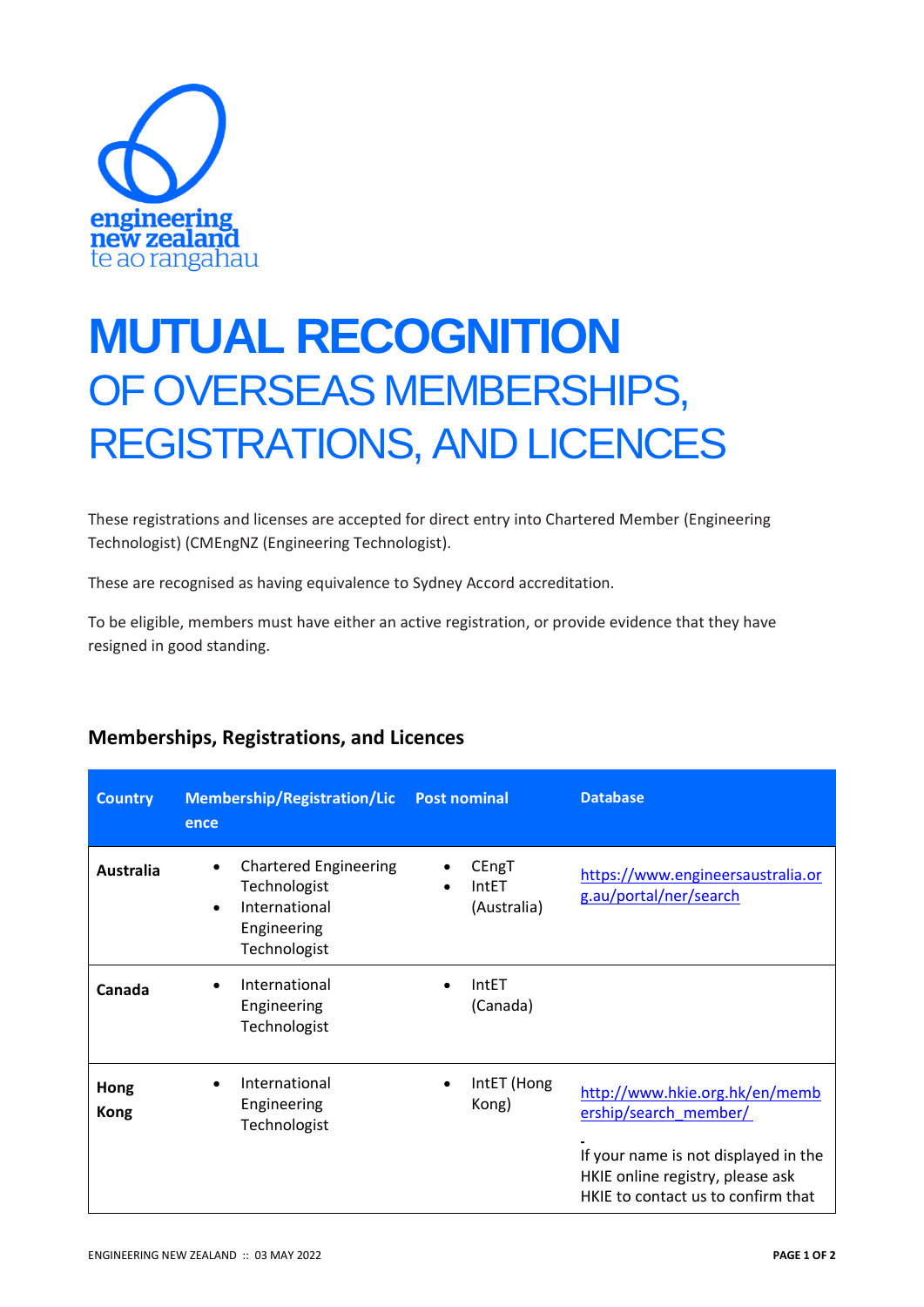# MUTUAL RECOGNITION

## OF OVERSEAS MEMBERSHIPS, REGISTRATIONS, AND LICENCES

These registrations and licenses are accepted for direct entry into Chartered Member (Engineering Technologist) (CMEngNZ (Engineering Technologist).

These are recognised as having equivalence to Sydney Accord accreditation.

To be eligible, members must have either an active registration, or provide evidence that they have resigned in good standing.

### Memberships, Registrations, and Licences

| Country | Membership/Registration/Licence | Post nominal | Database |
|---|---|---|---|
| **Australia** | • Chartered Engineering Technologist<br>• International Engineering Technologist | • CEngT<br>• IntET (Australia) | https://www.engineersaustralia.org.au/portal/ner/search |
| **Canada** | • International Engineering Technologist | • IntET (Canada) | |
| **Hong Kong** | • International Engineering Technologist | • IntET (Hong Kong) | http://www.hkie.org.hk/en/membership/search_member/<br><br>If your name is not displayed in the HKIE online registry, please ask HKIE to contact us to confirm that |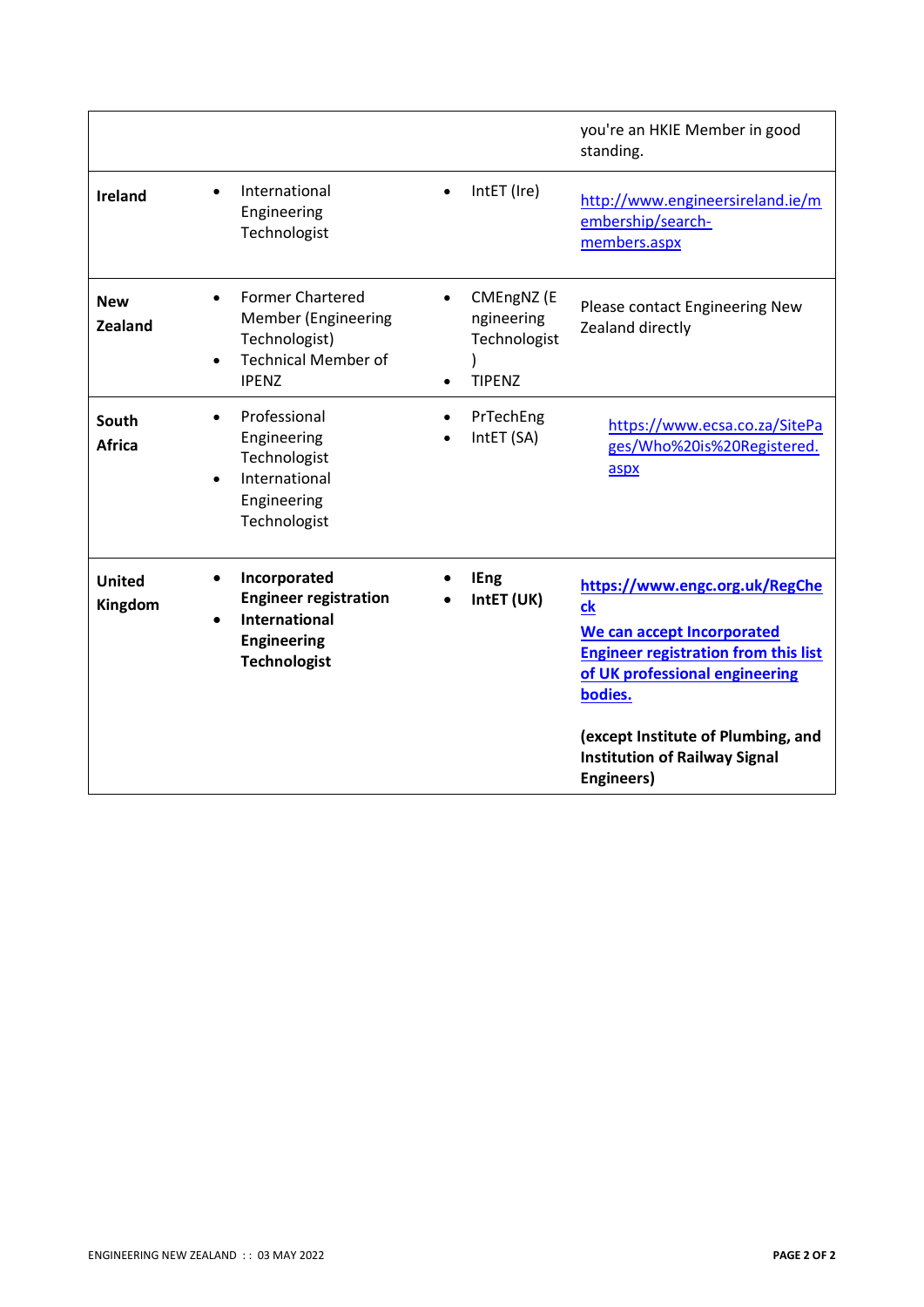| | | | |
|---|---|---|---|
| | | | you're an HKIE Member in good standing. |
| **Ireland** | • International Engineering Technologist | • IntET (Ire) | http://www.engineersireland.ie/membership/search-members.aspx |
| **New Zealand** | • Former Chartered Member (Engineering Technologist)<br>• Technical Member of IPENZ | • CMEngNZ (Engineering Technologist)<br>• TIPENZ | Please contact Engineering New Zealand directly |
| **South Africa** | • Professional Engineering Technologist<br>• International Engineering Technologist | • PrTechEng<br>• IntET (SA) | https://www.ecsa.co.za/SitePages/Who%20is%20Registered.aspx |
| **United Kingdom** | • **Incorporated Engineer registration**<br>• **International Engineering Technologist** | • **IEng**<br>• **IntET (UK)** | **https://www.engc.org.uk/RegCheck**<br>**We can accept Incorporated Engineer registration from this list of UK professional engineering bodies.**<br><br>**(except Institute of Plumbing, and Institution of Railway Signal Engineers)** |